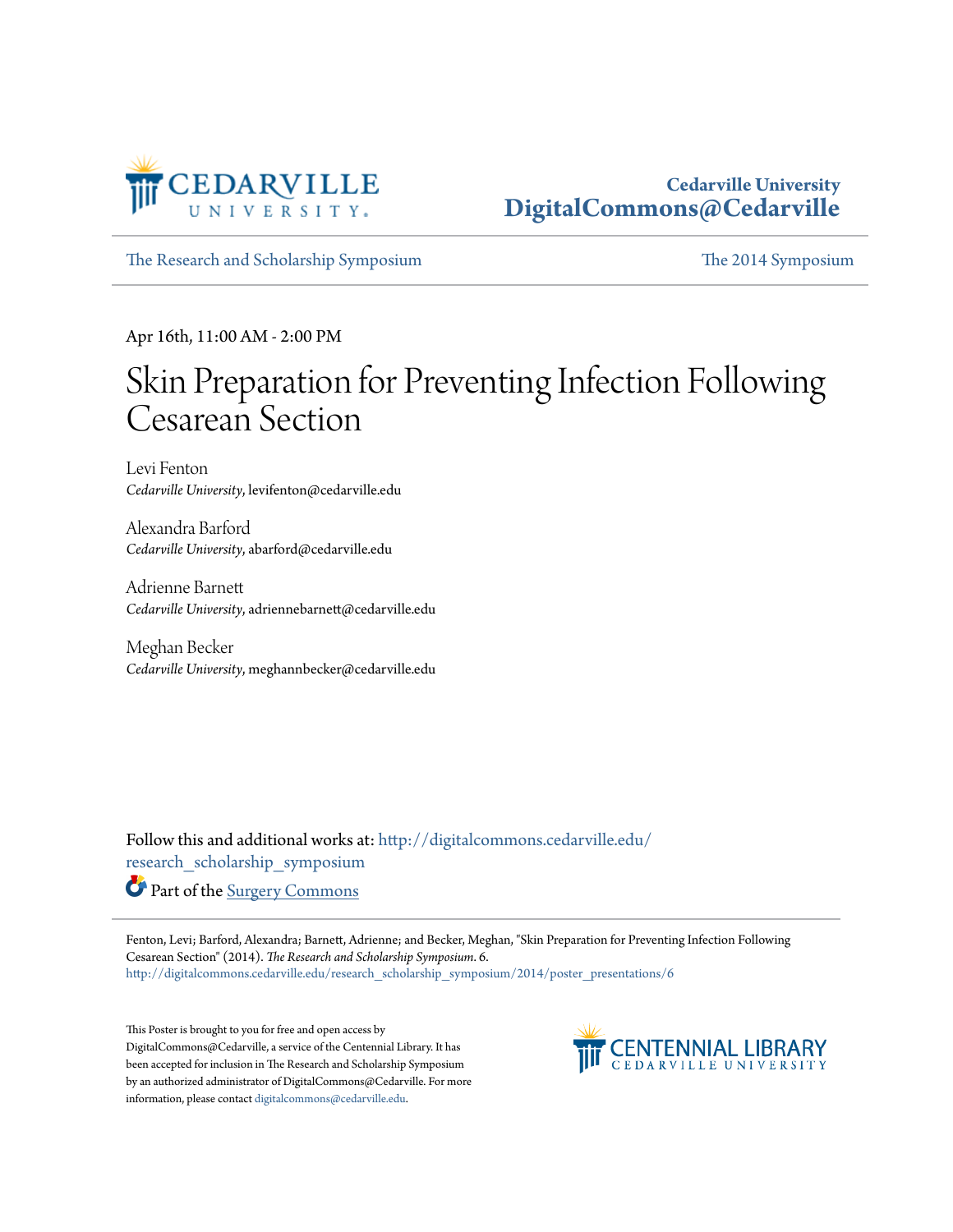Cedarville University
DigitalCommons@Cedarville

The Research and Scholarship Symposium | The 2014 Symposium

Apr 16th, 11:00 AM - 2:00 PM

# Skin Preparation for Preventing Infection Following Cesarean Section

Levi Fenton
*Cedarville University*, levifenton@cedarville.edu

Alexandra Barford
*Cedarville University*, abarford@cedarville.edu

Adrienne Barnett
*Cedarville University*, adriennebarnett@cedarville.edu

Meghan Becker
*Cedarville University*, meghannbecker@cedarville.edu

Follow this and additional works at: http://digitalcommons.cedarville.edu/research_scholarship_symposium

Part of the Surgery Commons

Fenton, Levi; Barford, Alexandra; Barnett, Adrienne; and Becker, Meghan, "Skin Preparation for Preventing Infection Following Cesarean Section" (2014). *The Research and Scholarship Symposium*. 6.
http://digitalcommons.cedarville.edu/research_scholarship_symposium/2014/poster_presentations/6

This Poster is brought to you for free and open access by DigitalCommons@Cedarville, a service of the Centennial Library. It has been accepted for inclusion in The Research and Scholarship Symposium by an authorized administrator of DigitalCommons@Cedarville. For more information, please contact digitalcommons@cedarville.edu.

CENTENNIAL LIBRARY
CEDARVILLE UNIVERSITY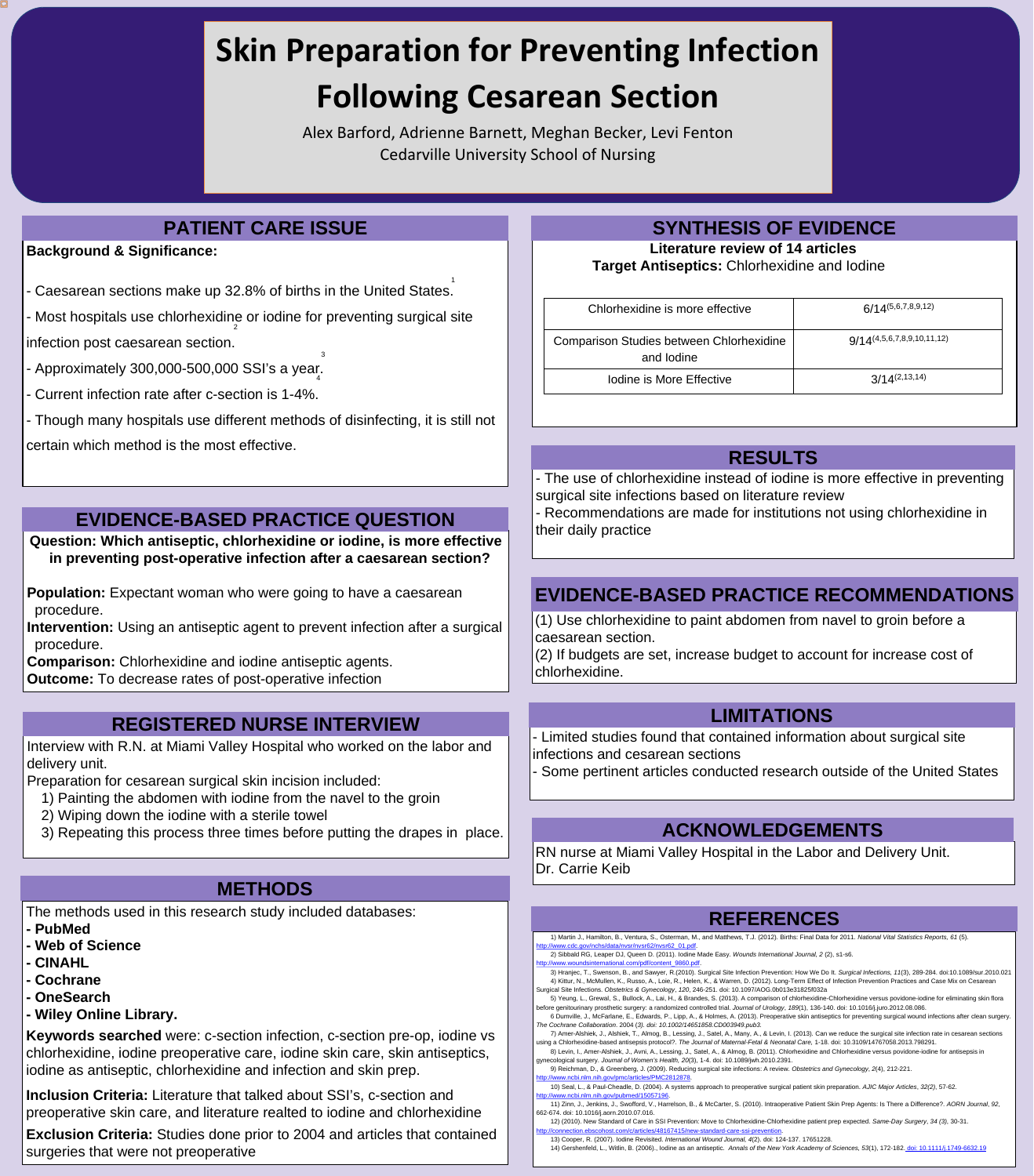# Skin Preparation for Preventing Infection Following Cesarean Section

Alex Barford, Adrienne Barnett, Meghan Becker, Levi Fenton
Cedarville University School of Nursing

## PATIENT CARE ISSUE

**Background & Significance:**

- Caesarean sections make up 32.8% of births in the United States.[1]
- Most hospitals use chlorhexidine[2] or iodine for preventing surgical site infection post caesarean section.
- Approximately 300,000-500,000 SSI's a year.[3]
- Current infection rate after c-section is 1-4%.[4]
- Though many hospitals use different methods of disinfecting, it is still not certain which method is the most effective.

## EVIDENCE-BASED PRACTICE QUESTION

**Question: Which antiseptic, chlorhexidine or iodine, is more effective in preventing post-operative infection after a caesarean section?**

**Population:** Expectant woman who were going to have a caesarean procedure.
**Intervention:** Using an antiseptic agent to prevent infection after a surgical procedure.
**Comparison:** Chlorhexidine and iodine antiseptic agents.
**Outcome:** To decrease rates of post-operative infection

## REGISTERED NURSE INTERVIEW

Interview with R.N. at Miami Valley Hospital who worked on the labor and delivery unit.
Preparation for cesarean surgical skin incision included:

1) Painting the abdomen with iodine from the navel to the groin
2) Wiping down the iodine with a sterile towel
3) Repeating this process three times before putting the drapes in place.

## METHODS

The methods used in this research study included databases:

- **PubMed**
- **Web of Science**
- **CINAHL**
- **Cochrane**
- **OneSearch**
- **Wiley Online Library.**

**Keywords searched** were: c-section infection, c-section pre-op, iodine vs chlorhexidine, iodine preoperative care, iodine skin care, skin antiseptics, iodine as antiseptic, chlorhexidine and infection and skin prep.

**Inclusion Criteria:** Literature that talked about SSI's, c-section and preoperative skin care, and literature realted to iodine and chlorhexidine

**Exclusion Criteria:** Studies done prior to 2004 and articles that contained surgeries that were not preoperative

## SYNTHESIS OF EVIDENCE

**Literature review of 14 articles**
**Target Antiseptics:** Chlorhexidine and Iodine

| | |
|---|---|
| Chlorhexidine is more effective | 6/14 (5,6,7,8,9,12) |
| Comparison Studies between Chlorhexidine and Iodine | 9/14 (4,5,6,7,8,9,10,11,12) |
| Iodine is More Effective | 3/14 (2,13,14) |

## RESULTS

- The use of chlorhexidine instead of iodine is more effective in preventing surgical site infections based on literature review
- Recommendations are made for institutions not using chlorhexidine in their daily practice

## EVIDENCE-BASED PRACTICE RECOMMENDATIONS

(1) Use chlorhexidine to paint abdomen from navel to groin before a caesarean section.
(2) If budgets are set, increase budget to account for increase cost of chlorhexidine.

## LIMITATIONS

- Limited studies found that contained information about surgical site infections and cesarean sections
- Some pertinent articles conducted research outside of the United States

## ACKNOWLEDGEMENTS

RN nurse at Miami Valley Hospital in the Labor and Delivery Unit.
Dr. Carrie Keib

## REFERENCES

1) Martin J., Hamilton, B., Ventura, S., Osterman, M., and Matthews, T.J. (2012). Births: Final Data for 2011. *National Vital Statistics Reports, 61* (5). http://www.cdc.gov/nchs/data/nvsr/nvsr62/nvsr62_01.pdf.
2) Sibbald RG, Leaper DJ, Queen D. (2011). Iodine Made Easy. *Wounds International Journal, 2* (2), s1-s6. http://www.woundsinternational.com/pdf/content_9860.pdf.
3) Hranjec, T., Swenson, B., and Sawyer, R.(2010). Surgical Site Infection Prevention: How We Do It. *Surgical Infections, 11*(3), 289-284. doi:10.1089/sur.2010.021
4) Kittur, N., McMullen, K., Russo, A., Loie, R., Helen, K., & Warren, D. (2012). Long-Term Effect of Infection Prevention Practices and Case Mix on Cesarean Surgical Site Infections. *Obstetrics & Gynecology, 120*, 246-251. doi: 10.1097/AOG.0b013e31825f032a
5) Yeung, L., Grewal, S., Bullock, A., Lai, H., & Brandes, S. (2013). A comparison of chlorhexidine-Chlorhexidine versus povidone-iodine for eliminating skin flora before genitourinary prosthetic surgery: a randomized controlled trial. *Journal of Urology, 189*(1), 136-140. doi: 10.1016/j.juro.2012.08.086.
6) Dumville, J., McFarlane, E., Edwards, P., Lipp, A., & Holmes, A. (2013). Preoperative skin antiseptics for preventing surgical wound infections after clean surgery. *The Cochrane Collaboration*. 2004 *(3). doi: 10.1002/14651858.CD003949.pub3.*
7) Amer-Alshiek, J., Alshiek, T., Almog, B., Lessing, J., Satel, A., Many, A., & Levin, I. (2013). Can we reduce the surgical site infection rate in cesarean sections using a Chlorhexidine-based antisepsis protocol?. *The Journal of Maternal-Fetal & Neonatal Care*, 1-18. doi: 10.3109/14767058.2013.798291.
8) Levin, I., Amer-Alshiek, J., Avni, A., Lessing, J., Satel, A., & Almog, B. (2011). Chlorhexidine and Chlorhexidine versus povidone-iodine for antisepsis in gynecological surgery. *Journal of Women's Health, 20*(3), 1-4. doi: 10.1089/jwh.2010.2391.
9) Reichman, D., & Greenberg, J. (2009). Reducing surgical site infections: A review. *Obstetrics and Gynecology, 2*(4), 212-221. http://www.ncbi.nlm.nih.gov/pmc/articles/PMC2812878.
10) Seal, L., & Paul-Cheadle, D. (2004). A systems approach to preoperative surgical patient skin preparation. *AJIC Major Articles, 32(2)*, 57-62. http://www.ncbi.nlm.nih.gov/pubmed/15057196.
11) Zinn, J., Jenkins, J., Swofford, V., Harrelson, B., & McCarter, S. (2010). Intraoperative Patient Skin Prep Agents: Is There a Difference?. *AORN Journal, 92*, 662-674. doi: 10.1016/j.aorn.2010.07.016.
12) (2010). New Standard of Care in SSI Prevention: Move to Chlorhexidine-Chlorhexidine patient prep expected. *Same-Day Surgery, 34 (3)*, 30-31. http://connection.ebscohost.com/c/articles/48167415/new-standard-care-ssi-prevention.
13) Cooper, R. (2007). Iodine Revisited. *International Wound Journal, 4*(2). doi: 124-137. 17651228.
14) Gershenfeld, L., Witlin, B. (2006)., Iodine as an antiseptic. *Annals of the New York Academy of Sciences, 53*(1), 172-182. doi: 10.1111/j.1749-6632.19